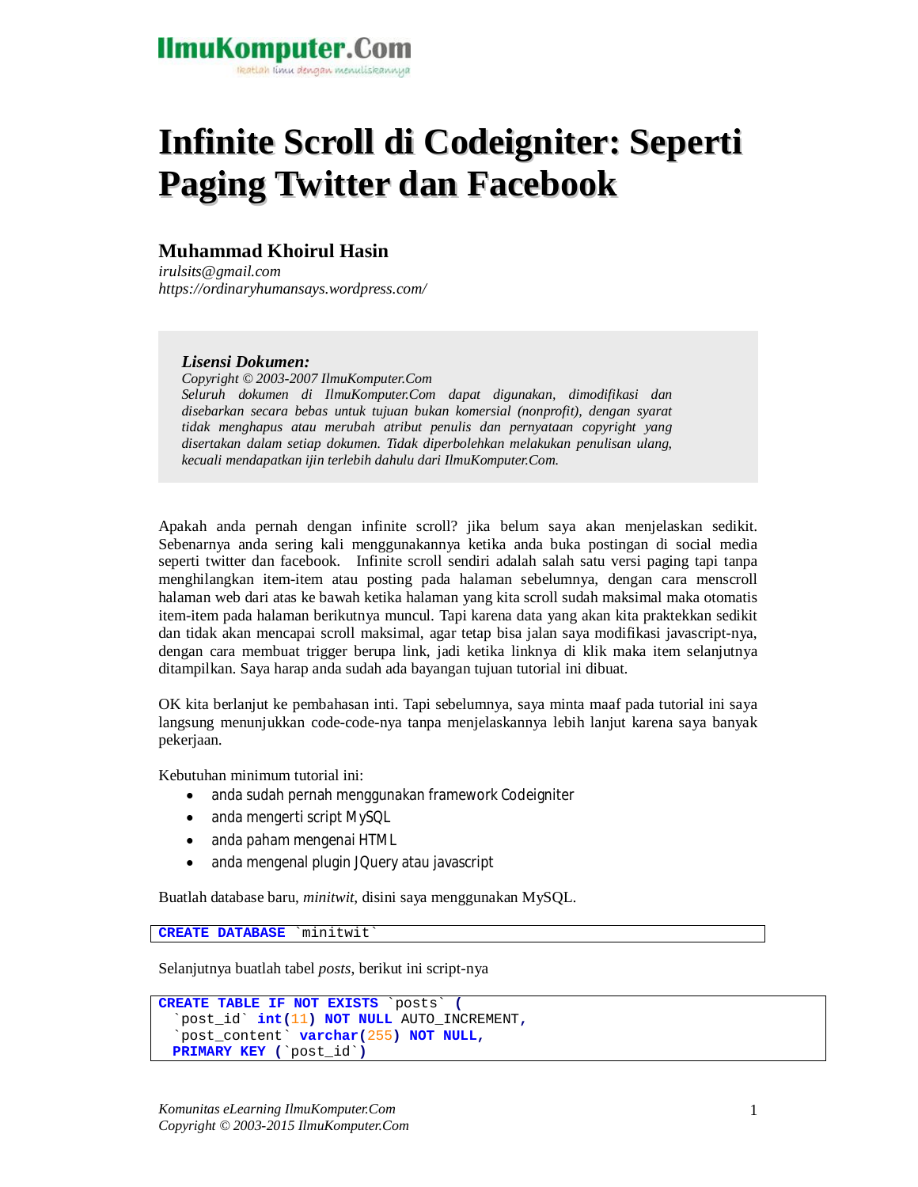IlmuKomputer.Com

Ikatlah ilmu dengan menuliskannya

# Infinite Scroll di Codeigniter: Seperti Paging Twitter dan Facebook

## Muhammad Khoirul Hasin

*irulsits@gmail.com*
*https://ordinaryhumansays.wordpress.com/*

> ***Lisensi Dokumen:***
> *Copyright © 2003-2007 IlmuKomputer.Com*
> *Seluruh dokumen di IlmuKomputer.Com dapat digunakan, dimodifikasi dan disebarkan secara bebas untuk tujuan bukan komersial (nonprofit), dengan syarat tidak menghapus atau merubah atribut penulis dan pernyataan copyright yang disertakan dalam setiap dokumen. Tidak diperbolehkan melakukan penulisan ulang, kecuali mendapatkan ijin terlebih dahulu dari IlmuKomputer.Com.*

Apakah anda pernah dengan infinite scroll? jika belum saya akan menjelaskan sedikit. Sebenarnya anda sering kali menggunakannya ketika anda buka postingan di social media seperti twitter dan facebook. Infinite scroll sendiri adalah salah satu versi paging tapi tanpa menghilangkan item-item atau posting pada halaman sebelumnya, dengan cara menscroll halaman web dari atas ke bawah ketika halaman yang kita scroll sudah maksimal maka otomatis item-item pada halaman berikutnya muncul. Tapi karena data yang akan kita praktekkan sedikit dan tidak akan mencapai scroll maksimal, agar tetap bisa jalan saya modifikasi javascript-nya, dengan cara membuat trigger berupa link, jadi ketika linknya di klik maka item selanjutnya ditampilkan. Saya harap anda sudah ada bayangan tujuan tutorial ini dibuat.

OK kita berlanjut ke pembahasan inti. Tapi sebelumnya, saya minta maaf pada tutorial ini saya langsung menunjukkan code-code-nya tanpa menjelaskannya lebih lanjut karena saya banyak pekerjaan.

Kebutuhan minimum tutorial ini:

- anda sudah pernah menggunakan framework Codeigniter
- anda mengerti script MySQL
- anda paham mengenai HTML
- anda mengenal plugin JQuery atau javascript

Buatlah database baru, *minitwit*, disini saya menggunakan MySQL.

```
CREATE DATABASE `minitwit`
```

Selanjutnya buatlah tabel *posts*, berikut ini script-nya

```
CREATE TABLE IF NOT EXISTS `posts` (
  `post_id` int(11) NOT NULL AUTO_INCREMENT,
  `post_content` varchar(255) NOT NULL,
  PRIMARY KEY (`post_id`)
```

*Komunitas eLearning IlmuKomputer.Com*
*Copyright © 2003-2015 IlmuKomputer.Com*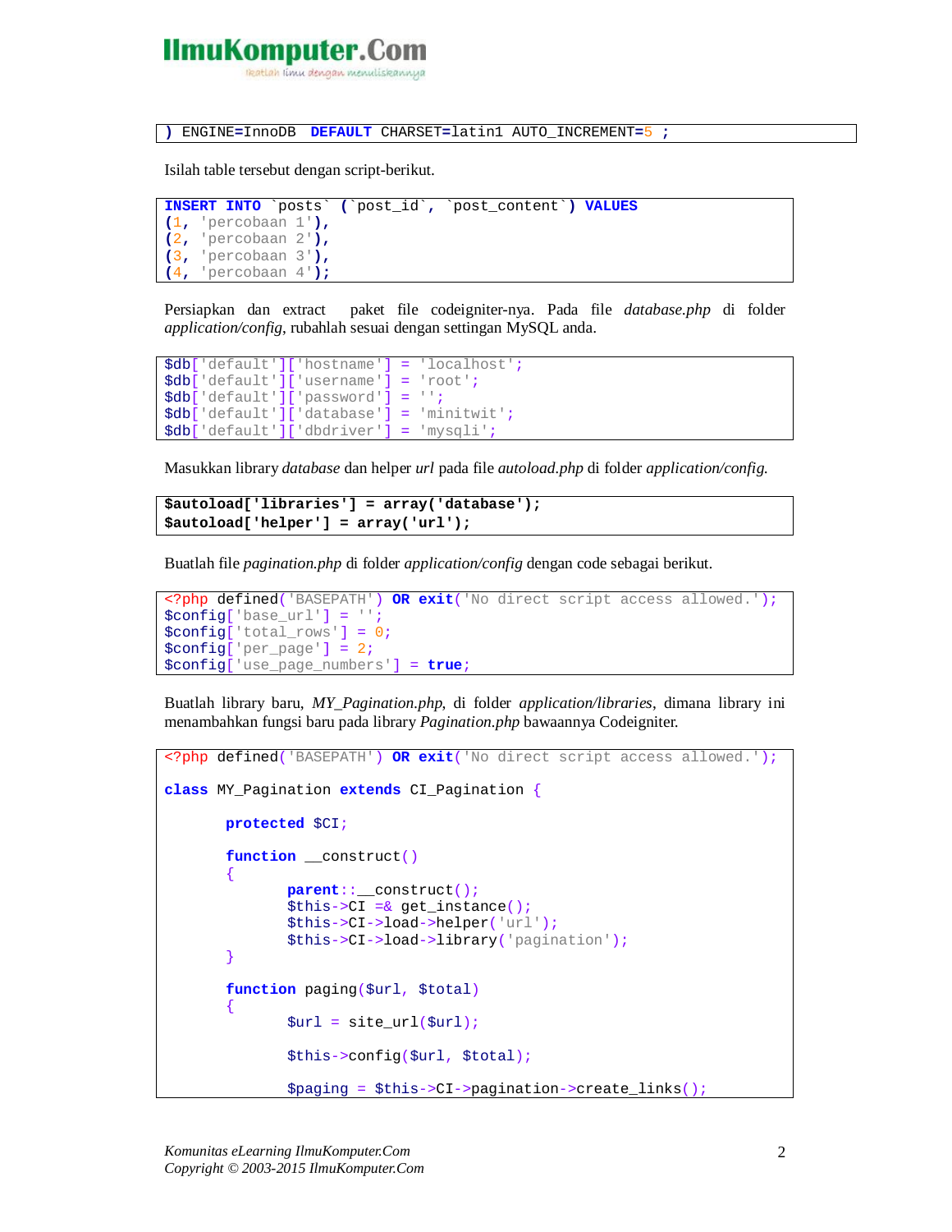```
) ENGINE=InnoDB  DEFAULT CHARSET=latin1 AUTO_INCREMENT=5 ;
```

Isilah table tersebut dengan script-berikut.

```
INSERT INTO `posts` (`post_id`, `post_content`) VALUES
(1, 'percobaan 1'),
(2, 'percobaan 2'),
(3, 'percobaan 3'),
(4, 'percobaan 4');
```

Persiapkan dan extract paket file codeigniter-nya. Pada file *database.php* di folder *application/config*, rubahlah sesuai dengan settingan MySQL anda.

```
$db['default']['hostname'] = 'localhost';
$db['default']['username'] = 'root';
$db['default']['password'] = '';
$db['default']['database'] = 'minitwit';
$db['default']['dbdriver'] = 'mysqli';
```

Masukkan library *database* dan helper *url* pada file *autoload.php* di folder *application/config.*

```
$autoload['libraries'] = array('database');
$autoload['helper'] = array('url');
```

Buatlah file *pagination.php* di folder *application/config* dengan code sebagai berikut.

```
<?php defined('BASEPATH') OR exit('No direct script access allowed.');
$config['base_url'] = '';
$config['total_rows'] = 0;
$config['per_page'] = 2;
$config['use_page_numbers'] = true;
```

Buatlah library baru, *MY_Pagination.php*, di folder *application/libraries*, dimana library ini menambahkan fungsi baru pada library *Pagination.php* bawaannya Codeigniter.

```
<?php defined('BASEPATH') OR exit('No direct script access allowed.');

class MY_Pagination extends CI_Pagination {

	protected $CI;

	function __construct()
	{
		parent::__construct();
		$this->CI =& get_instance();
		$this->CI->load->helper('url');
		$this->CI->load->library('pagination');
	}

	function paging($url, $total)
	{
		$url = site_url($url);

		$this->config($url, $total);

		$paging = $this->CI->pagination->create_links();
```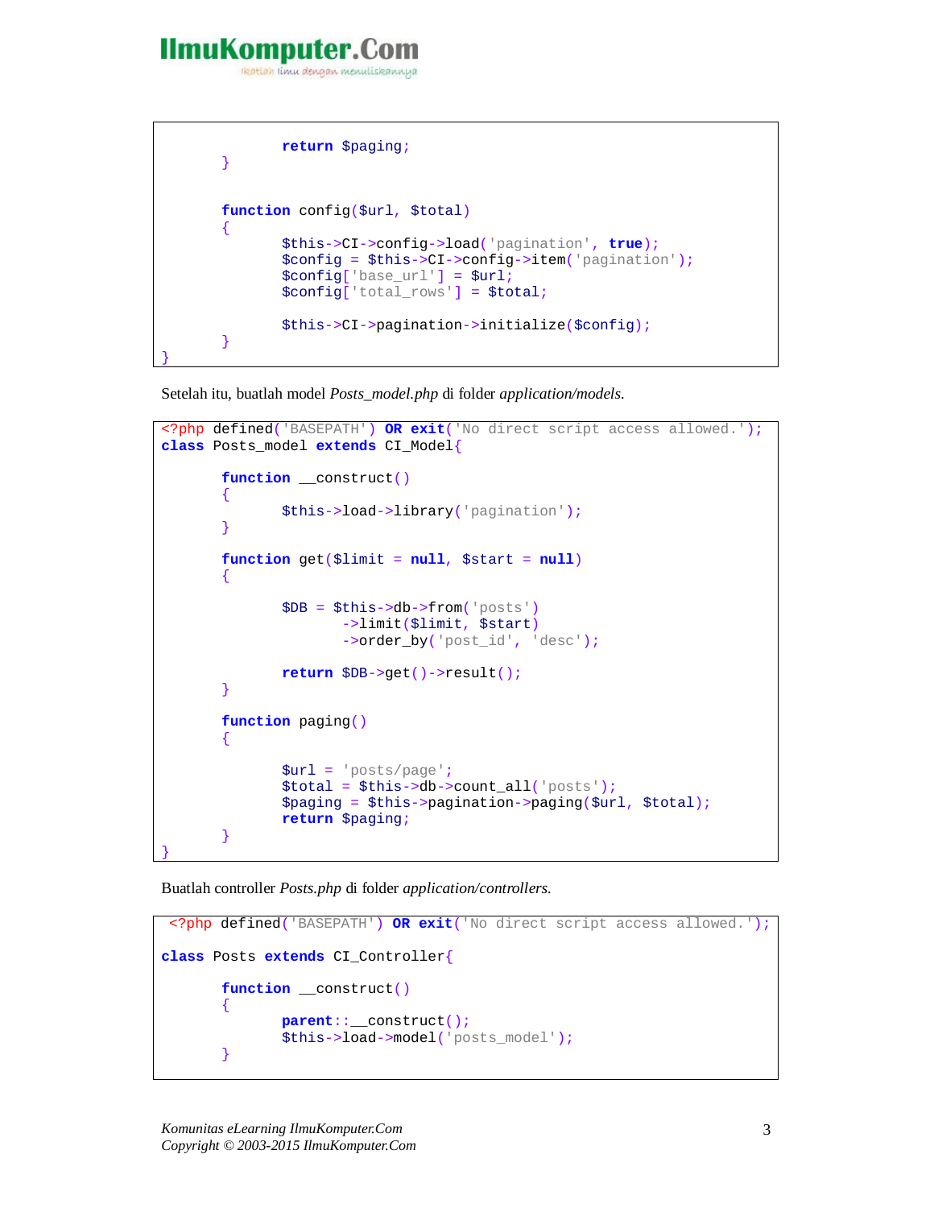```
			return $paging;
		}


		function config($url, $total)
		{
			$this->CI->config->load('pagination', true);
			$config = $this->CI->config->item('pagination');
			$config['base_url'] = $url;
			$config['total_rows'] = $total;

			$this->CI->pagination->initialize($config);
		}
}
```

Setelah itu, buatlah model *Posts_model.php* di folder *application/models.*

```
<?php defined('BASEPATH') OR exit('No direct script access allowed.');
class Posts_model extends CI_Model{

	function __construct()
	{
		$this->load->library('pagination');
	}

	function get($limit = null, $start = null)
	{

		$DB = $this->db->from('posts')
			->limit($limit, $start)
			->order_by('post_id', 'desc');

		return $DB->get()->result();
	}

	function paging()
	{

		$url = 'posts/page';
		$total = $this->db->count_all('posts');
		$paging = $this->pagination->paging($url, $total);
		return $paging;
	}
}
```

Buatlah controller *Posts.php* di folder *application/controllers.*

```
 <?php defined('BASEPATH') OR exit('No direct script access allowed.');

class Posts extends CI_Controller{

	function __construct()
	{
		parent::__construct();
		$this->load->model('posts_model');
	}
```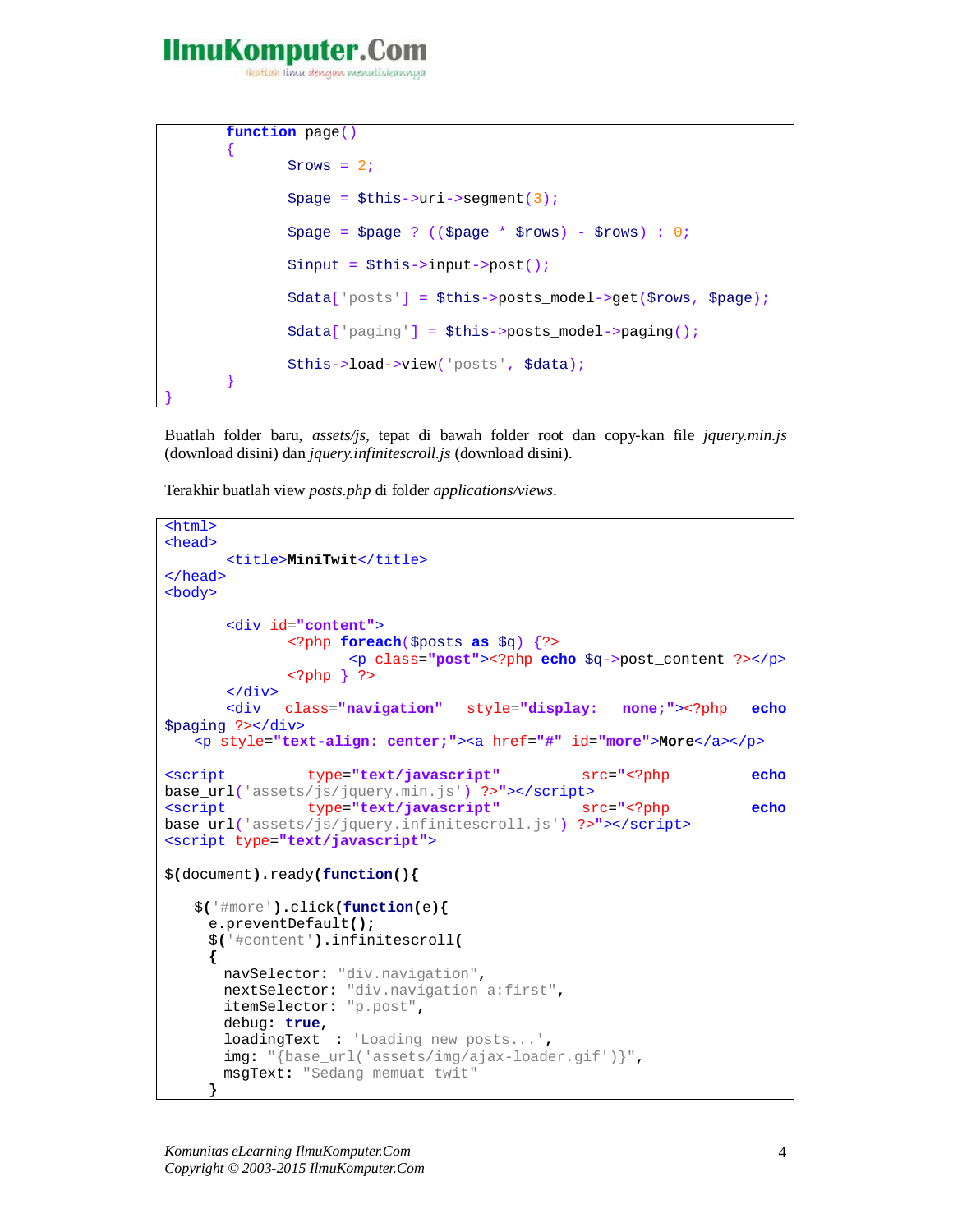```
        function page()
        {
                $rows = 2;

                $page = $this->uri->segment(3);

                $page = $page ? (($page * $rows) - $rows) : 0;

                $input = $this->input->post();

                $data['posts'] = $this->posts_model->get($rows, $page);

                $data['paging'] = $this->posts_model->paging();

                $this->load->view('posts', $data);
        }
}
```

Buatlah folder baru, *assets/js*, tepat di bawah folder root dan copy-kan file *jquery.min.js* (download disini) dan *jquery.infinitescroll.js* (download disini).

Terakhir buatlah view *posts.php* di folder *applications/views*.

```
<html>
<head>
        <title>MiniTwit</title>
</head>
<body>

        <div id="content">
                <?php foreach($posts as $q) {?>
                        <p class="post"><?php echo $q->post_content ?></p>
                <?php } ?>
        </div>
        <div class="navigation" style="display: none;"><?php echo
$paging ?></div>
    <p style="text-align: center;"><a href="#" id="more">More</a></p>

<script type="text/javascript" src="<?php echo
base_url('assets/js/jquery.min.js') ?>"></script>
<script type="text/javascript" src="<?php echo
base_url('assets/js/jquery.infinitescroll.js') ?>"></script>
<script type="text/javascript">

$(document).ready(function(){

    $('#more').click(function(e){
      e.preventDefault();
      $('#content').infinitescroll(
      {
        navSelector: "div.navigation",
        nextSelector: "div.navigation a:first",
        itemSelector: "p.post",
        debug: true,
        loadingText  : 'Loading new posts...',
        img: "{base_url('assets/img/ajax-loader.gif')}",
        msgText: "Sedang memuat twit"
      }
```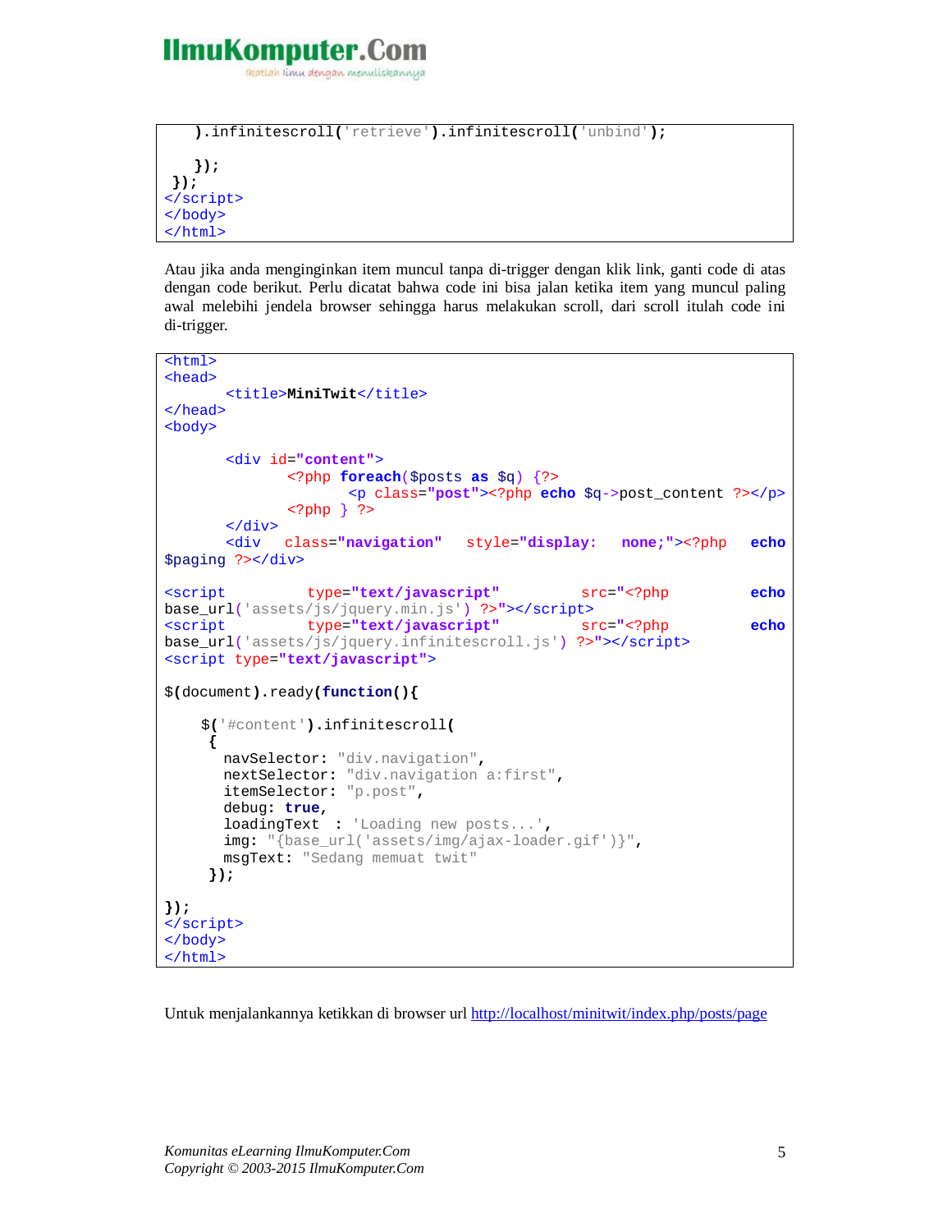```
    ).infinitescroll('retrieve').infinitescroll('unbind');

    });
 });
</script>
</body>
</html>
```

Atau jika anda menginginkan item muncul tanpa di-trigger dengan klik link, ganti code di atas dengan code berikut. Perlu dicatat bahwa code ini bisa jalan ketika item yang muncul paling awal melebihi jendela browser sehingga harus melakukan scroll, dari scroll itulah code ini di-trigger.

```
<html>
<head>
       <title>MiniTwit</title>
</head>
<body>

       <div id="content">
              <?php foreach($posts as $q) {?>
                     <p class="post"><?php echo $q->post_content ?></p>
              <?php } ?>
       </div>
       <div   class="navigation"   style="display:   none;"><?php   echo
$paging ?></div>

<script          type="text/javascript"          src="<?php          echo
base_url('assets/js/jquery.min.js') ?>"></script>
<script          type="text/javascript"          src="<?php          echo
base_url('assets/js/jquery.infinitescroll.js') ?>"></script>
<script type="text/javascript">

$(document).ready(function(){

    $('#content').infinitescroll(
     {
       navSelector: "div.navigation",
       nextSelector: "div.navigation a:first",
       itemSelector: "p.post",
       debug: true,
       loadingText  : 'Loading new posts...',
       img: "{base_url('assets/img/ajax-loader.gif')}",
       msgText: "Sedang memuat twit"
     });

});
</script>
</body>
</html>
```

Untuk menjalankannya ketikkan di browser url http://localhost/minitwit/index.php/posts/page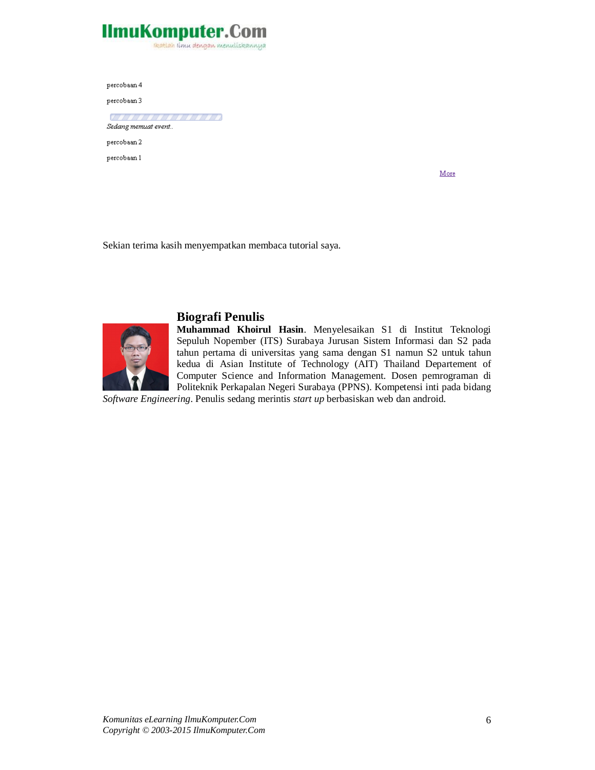percobaan 4

percobaan 3

*Sedang memuat event..*

percobaan 2

percobaan 1

More

Sekian terima kasih menyempatkan membaca tutorial saya.

## Biografi Penulis

**Muhammad Khoirul Hasin**. Menyelesaikan S1 di Institut Teknologi Sepuluh Nopember (ITS) Surabaya Jurusan Sistem Informasi dan S2 pada tahun pertama di universitas yang sama dengan S1 namun S2 untuk tahun kedua di Asian Institute of Technology (AIT) Thailand Departement of Computer Science and Information Management. Dosen pemrograman di Politeknik Perkapalan Negeri Surabaya (PPNS). Kompetensi inti pada bidang *Software Engineering*. Penulis sedang merintis *start up* berbasiskan web dan android.